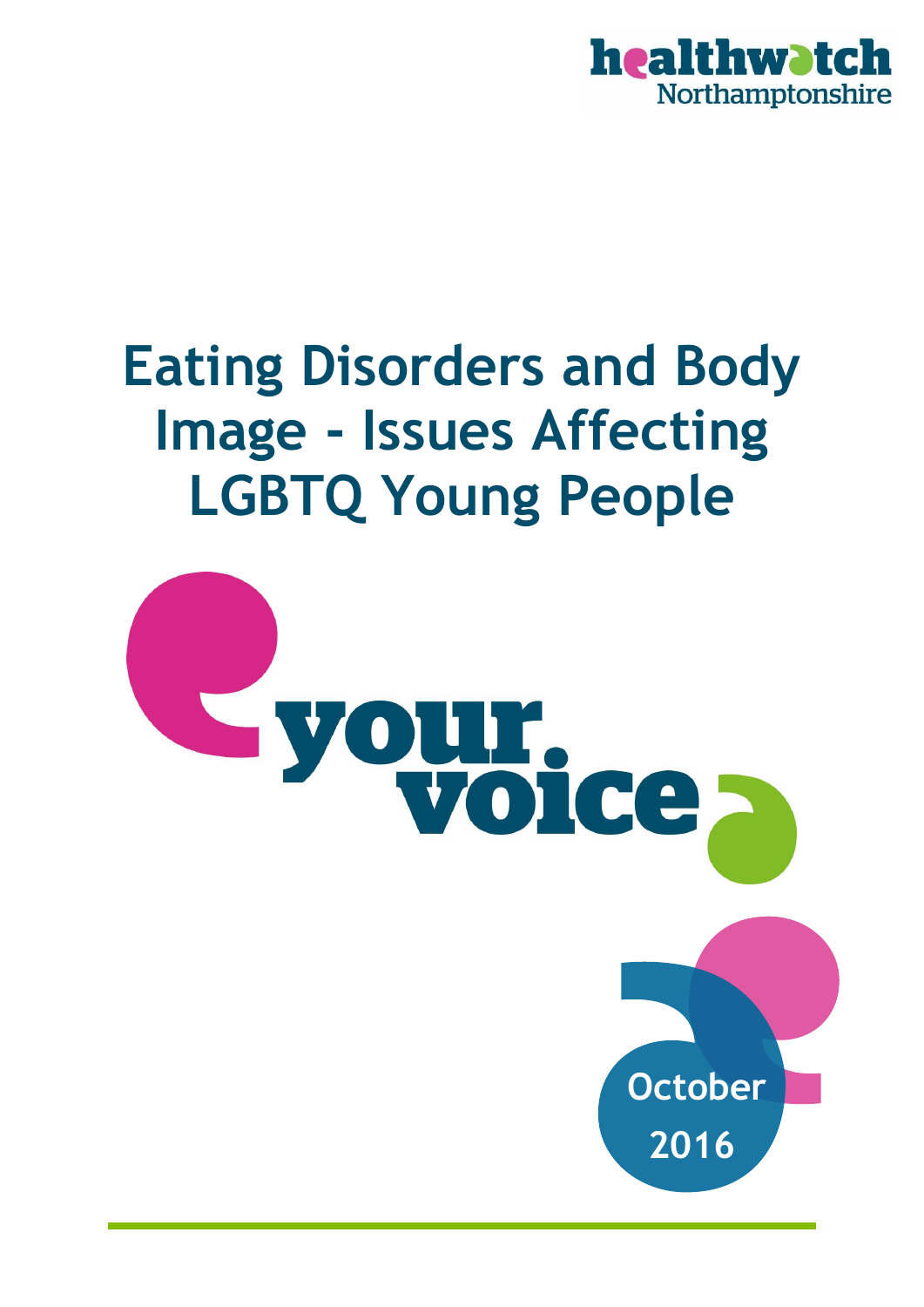healthwatch Northamptonshire

# Eating Disorders and Body Image - Issues Affecting LGBTQ Young People

your voice

October 2016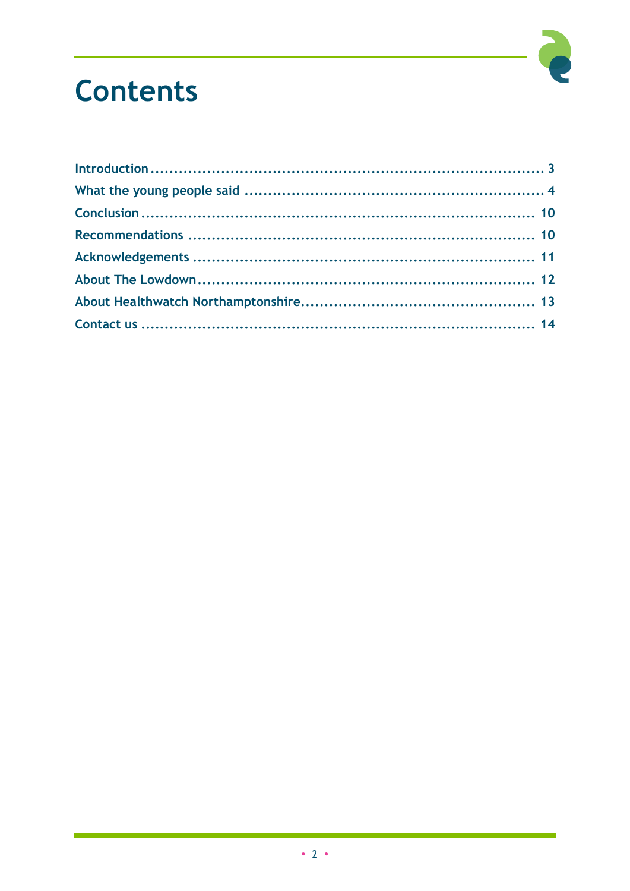# Contents

Introduction ........................................................................ 3
What the young people said ................................................ 4
Conclusion ........................................................................ 10
Recommendations .............................................................. 10
Acknowledgements ............................................................. 11
About The Lowdown............................................................. 12
About Healthwatch Northamptonshire.................................. 13
Contact us ......................................................................... 14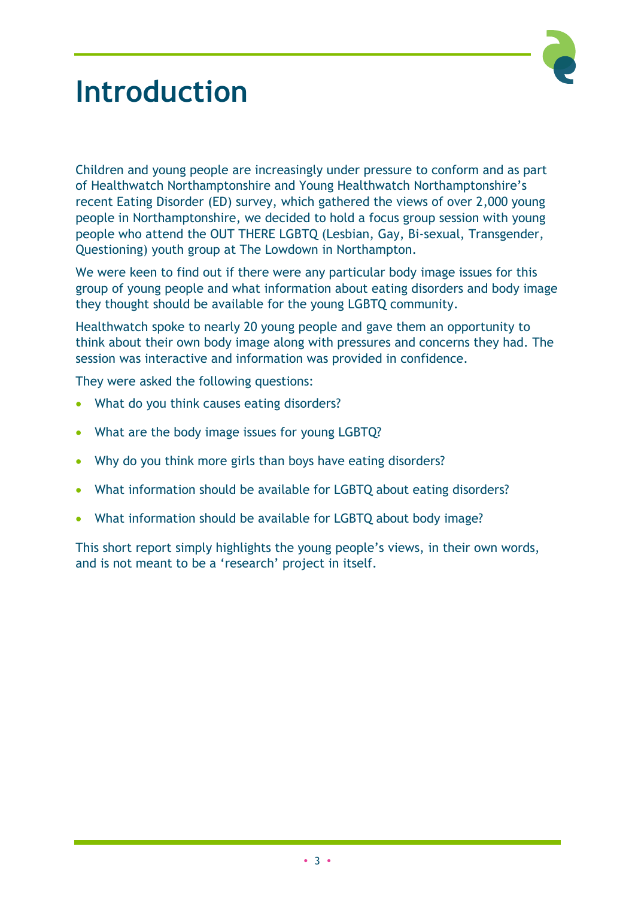# Introduction

Children and young people are increasingly under pressure to conform and as part of Healthwatch Northamptonshire and Young Healthwatch Northamptonshire's recent Eating Disorder (ED) survey, which gathered the views of over 2,000 young people in Northamptonshire, we decided to hold a focus group session with young people who attend the OUT THERE LGBTQ (Lesbian, Gay, Bi-sexual, Transgender, Questioning) youth group at The Lowdown in Northampton.

We were keen to find out if there were any particular body image issues for this group of young people and what information about eating disorders and body image they thought should be available for the young LGBTQ community.

Healthwatch spoke to nearly 20 young people and gave them an opportunity to think about their own body image along with pressures and concerns they had. The session was interactive and information was provided in confidence.

They were asked the following questions:

- What do you think causes eating disorders?
- What are the body image issues for young LGBTQ?
- Why do you think more girls than boys have eating disorders?
- What information should be available for LGBTQ about eating disorders?
- What information should be available for LGBTQ about body image?

This short report simply highlights the young people's views, in their own words, and is not meant to be a 'research' project in itself.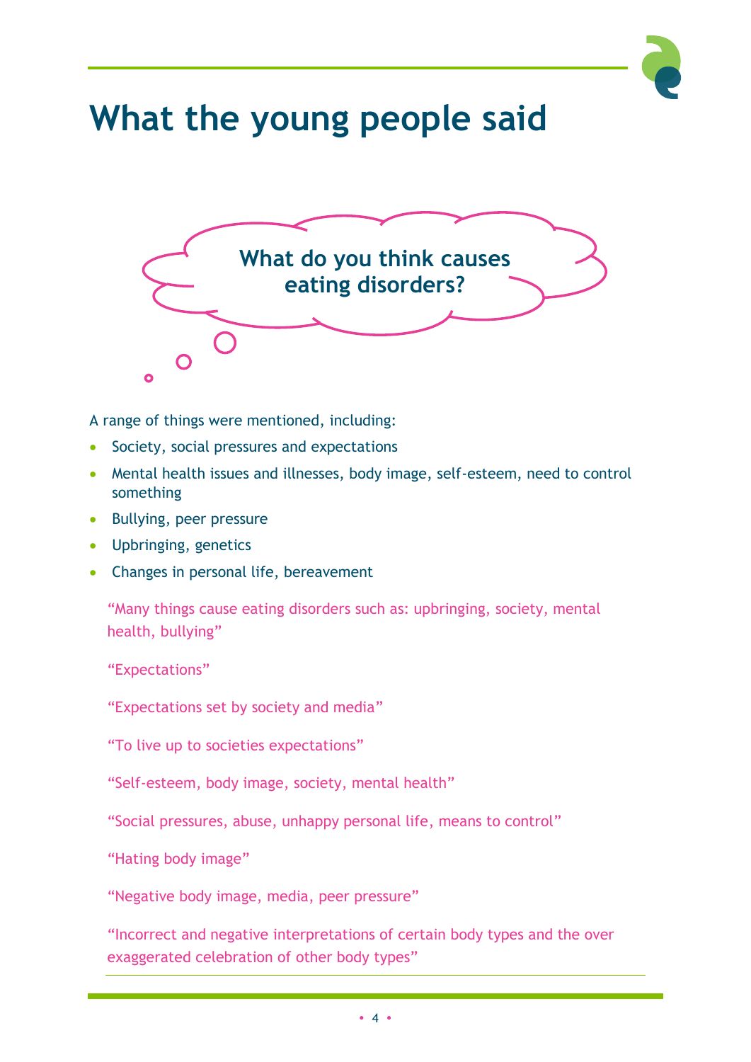# What the young people said

**What do you think causes eating disorders?**

A range of things were mentioned, including:

- Society, social pressures and expectations
- Mental health issues and illnesses, body image, self-esteem, need to control something
- Bullying, peer pressure
- Upbringing, genetics
- Changes in personal life, bereavement

"Many things cause eating disorders such as: upbringing, society, mental health, bullying"

"Expectations"

"Expectations set by society and media"

"To live up to societies expectations"

"Self-esteem, body image, society, mental health"

"Social pressures, abuse, unhappy personal life, means to control"

"Hating body image"

"Negative body image, media, peer pressure"

"Incorrect and negative interpretations of certain body types and the over exaggerated celebration of other body types"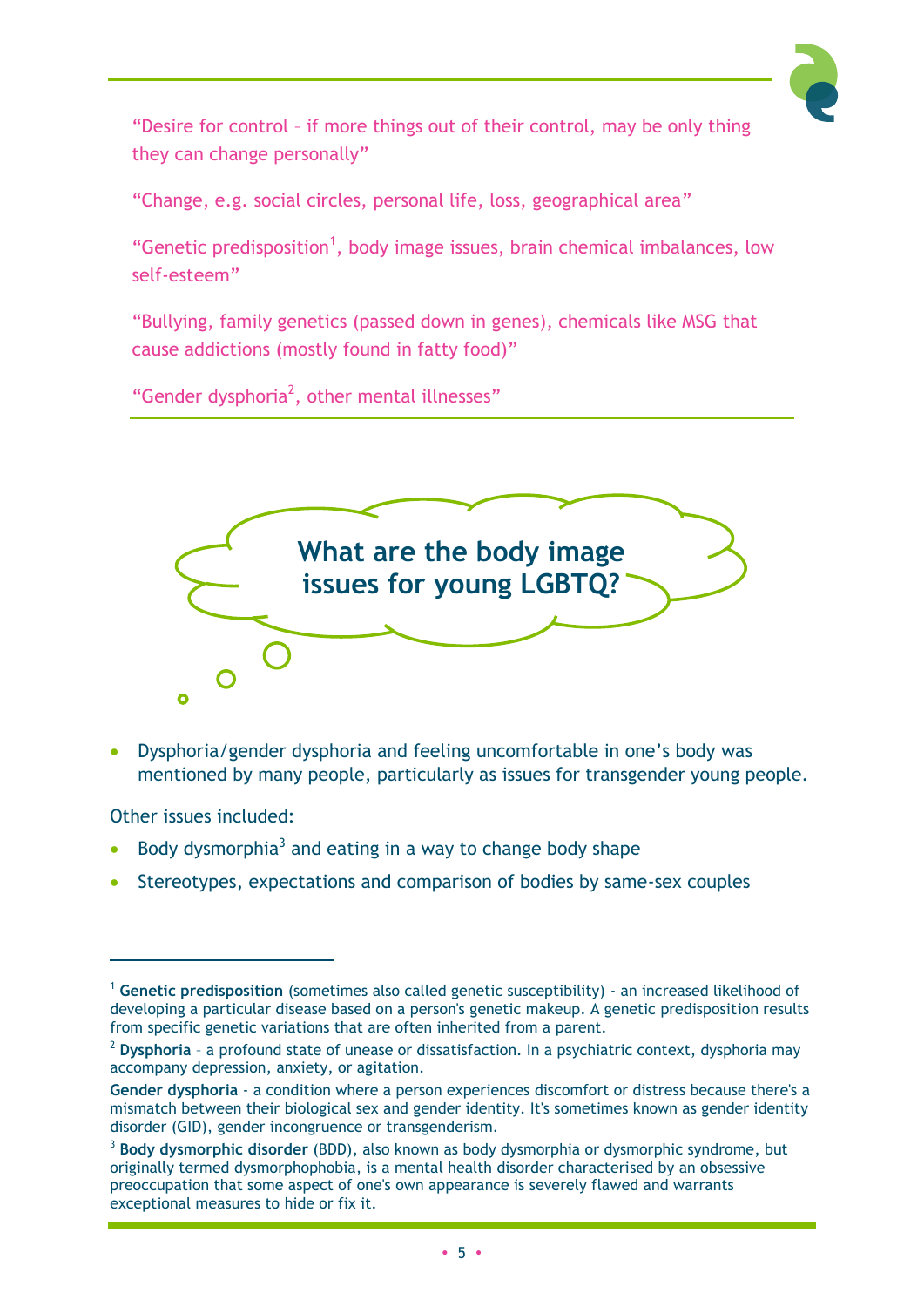"Desire for control – if more things out of their control, may be only thing they can change personally"

"Change, e.g. social circles, personal life, loss, geographical area"

"Genetic predisposition[1], body image issues, brain chemical imbalances, low self-esteem"

"Bullying, family genetics (passed down in genes), chemicals like MSG that cause addictions (mostly found in fatty food)"

"Gender dysphoria[2], other mental illnesses"

## What are the body image issues for young LGBTQ?

- Dysphoria/gender dysphoria and feeling uncomfortable in one's body was mentioned by many people, particularly as issues for transgender young people.

Other issues included:

- Body dysmorphia[3] and eating in a way to change body shape
- Stereotypes, expectations and comparison of bodies by same-sex couples

---

[1] **Genetic predisposition** (sometimes also called genetic susceptibility) - an increased likelihood of developing a particular disease based on a person's genetic makeup. A genetic predisposition results from specific genetic variations that are often inherited from a parent.

[2] **Dysphoria** – a profound state of unease or dissatisfaction. In a psychiatric context, dysphoria may accompany depression, anxiety, or agitation.

**Gender dysphoria** - a condition where a person experiences discomfort or distress because there's a mismatch between their biological sex and gender identity. It's sometimes known as gender identity disorder (GID), gender incongruence or transgenderism.

[3] **Body dysmorphic disorder** (BDD), also known as body dysmorphia or dysmorphic syndrome, but originally termed dysmorphophobia, is a mental health disorder characterised by an obsessive preoccupation that some aspect of one's own appearance is severely flawed and warrants exceptional measures to hide or fix it.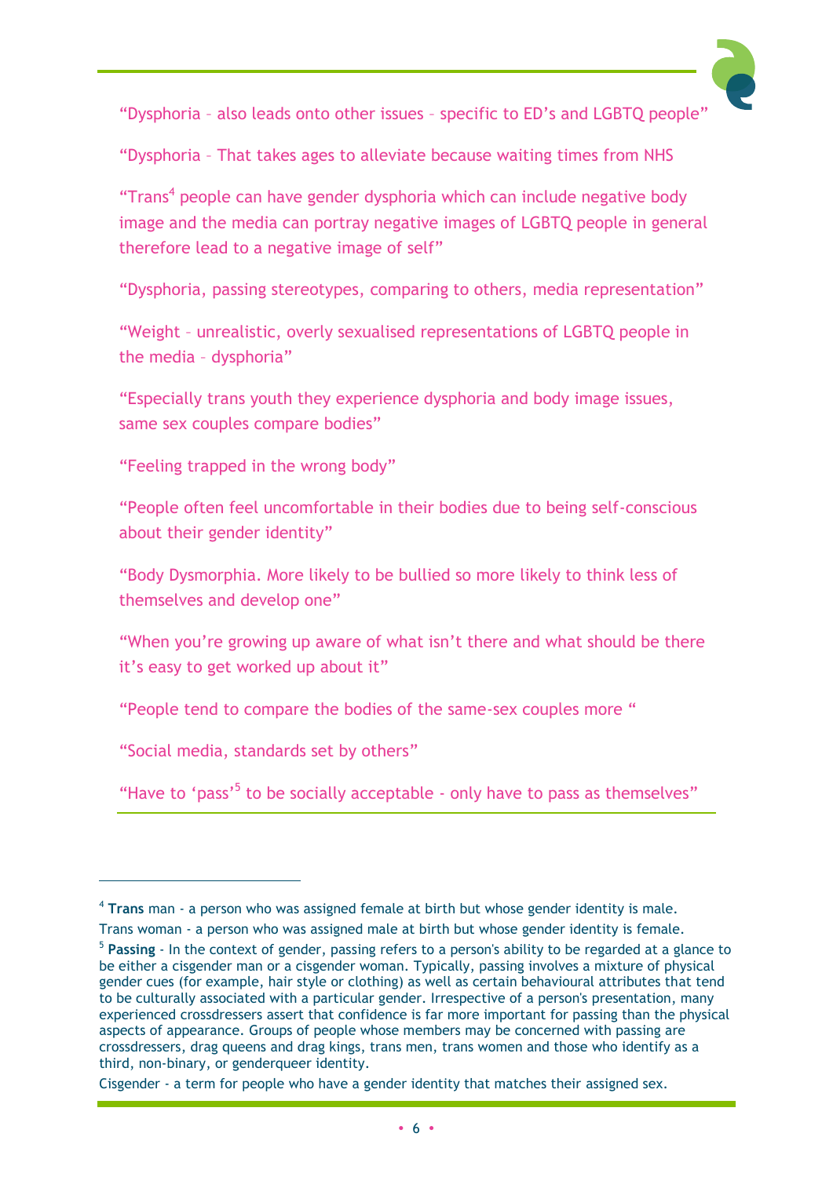"Dysphoria – also leads onto other issues – specific to ED's and LGBTQ people"

"Dysphoria – That takes ages to alleviate because waiting times from NHS

"Trans[4] people can have gender dysphoria which can include negative body image and the media can portray negative images of LGBTQ people in general therefore lead to a negative image of self"

"Dysphoria, passing stereotypes, comparing to others, media representation"

"Weight – unrealistic, overly sexualised representations of LGBTQ people in the media – dysphoria"

"Especially trans youth they experience dysphoria and body image issues, same sex couples compare bodies"

"Feeling trapped in the wrong body"

"People often feel uncomfortable in their bodies due to being self-conscious about their gender identity"

"Body Dysmorphia. More likely to be bullied so more likely to think less of themselves and develop one"

"When you're growing up aware of what isn't there and what should be there it's easy to get worked up about it"

"People tend to compare the bodies of the same-sex couples more "

"Social media, standards set by others"

"Have to 'pass'[5] to be socially acceptable - only have to pass as themselves"

---

[4] **Trans** man - a person who was assigned female at birth but whose gender identity is male.
Trans woman - a person who was assigned male at birth but whose gender identity is female.

[5] **Passing** - In the context of gender, passing refers to a person's ability to be regarded at a glance to be either a cisgender man or a cisgender woman. Typically, passing involves a mixture of physical gender cues (for example, hair style or clothing) as well as certain behavioural attributes that tend to be culturally associated with a particular gender. Irrespective of a person's presentation, many experienced crossdressers assert that confidence is far more important for passing than the physical aspects of appearance. Groups of people whose members may be concerned with passing are crossdressers, drag queens and drag kings, trans men, trans women and those who identify as a third, non-binary, or genderqueer identity.

Cisgender - a term for people who have a gender identity that matches their assigned sex.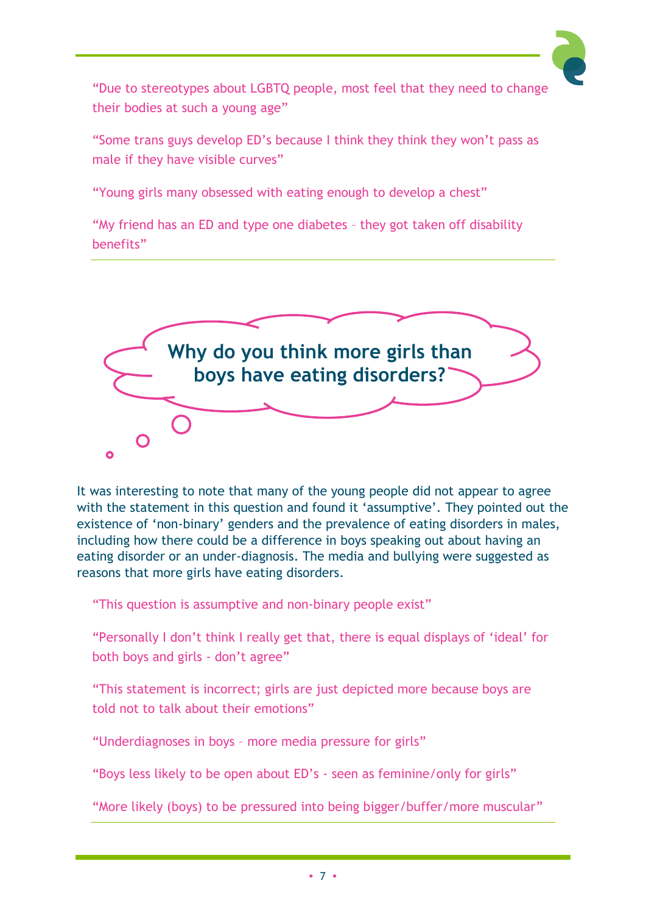"Due to stereotypes about LGBTQ people, most feel that they need to change their bodies at such a young age"

"Some trans guys develop ED's because I think they think they won't pass as male if they have visible curves"

"Young girls many obsessed with eating enough to develop a chest"

"My friend has an ED and type one diabetes – they got taken off disability benefits"

---

## Why do you think more girls than boys have eating disorders?

It was interesting to note that many of the young people did not appear to agree with the statement in this question and found it 'assumptive'. They pointed out the existence of 'non-binary' genders and the prevalence of eating disorders in males, including how there could be a difference in boys speaking out about having an eating disorder or an under-diagnosis. The media and bullying were suggested as reasons that more girls have eating disorders.

"This question is assumptive and non-binary people exist"

"Personally I don't think I really get that, there is equal displays of 'ideal' for both boys and girls - don't agree"

"This statement is incorrect; girls are just depicted more because boys are told not to talk about their emotions"

"Underdiagnoses in boys – more media pressure for girls"

"Boys less likely to be open about ED's - seen as feminine/only for girls"

"More likely (boys) to be pressured into being bigger/buffer/more muscular"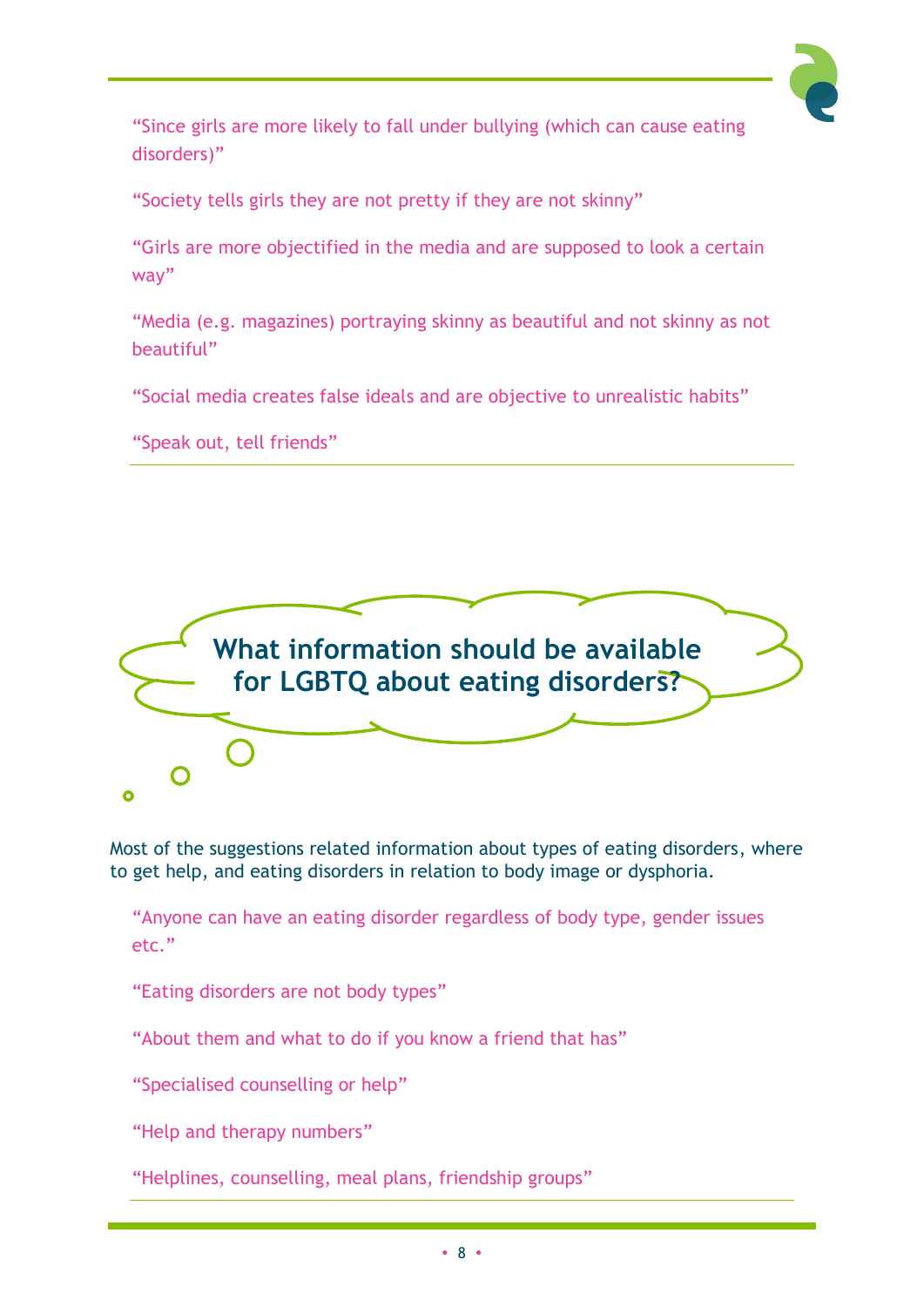“Since girls are more likely to fall under bullying (which can cause eating disorders)”

“Society tells girls they are not pretty if they are not skinny”

“Girls are more objectified in the media and are supposed to look a certain way”

“Media (e.g. magazines) portraying skinny as beautiful and not skinny as not beautiful”

“Social media creates false ideals and are objective to unrealistic habits”

“Speak out, tell friends”

---

## What information should be available for LGBTQ about eating disorders?

Most of the suggestions related information about types of eating disorders, where to get help, and eating disorders in relation to body image or dysphoria.

“Anyone can have an eating disorder regardless of body type, gender issues etc.”

“Eating disorders are not body types”

“About them and what to do if you know a friend that has”

“Specialised counselling or help”

“Help and therapy numbers”

“Helplines, counselling, meal plans, friendship groups”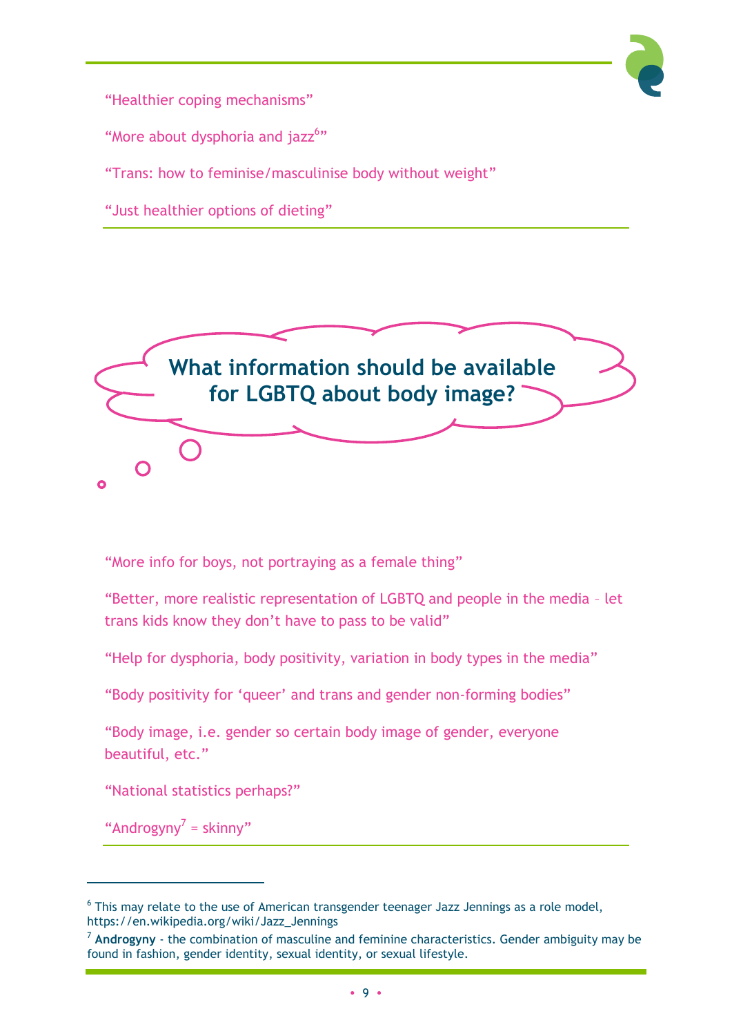"Healthier coping mechanisms"

"More about dysphoria and jazz[6]"

"Trans: how to feminise/masculinise body without weight"

"Just healthier options of dieting"

## What information should be available for LGBTQ about body image?

"More info for boys, not portraying as a female thing"

"Better, more realistic representation of LGBTQ and people in the media – let trans kids know they don't have to pass to be valid"

"Help for dysphoria, body positivity, variation in body types in the media"

"Body positivity for 'queer' and trans and gender non-forming bodies"

"Body image, i.e. gender so certain body image of gender, everyone beautiful, etc."

"National statistics perhaps?"

"Androgyny[7] = skinny"

---

[6] This may relate to the use of American transgender teenager Jazz Jennings as a role model, https://en.wikipedia.org/wiki/Jazz_Jennings

[7] **Androgyny** - the combination of masculine and feminine characteristics. Gender ambiguity may be found in fashion, gender identity, sexual identity, or sexual lifestyle.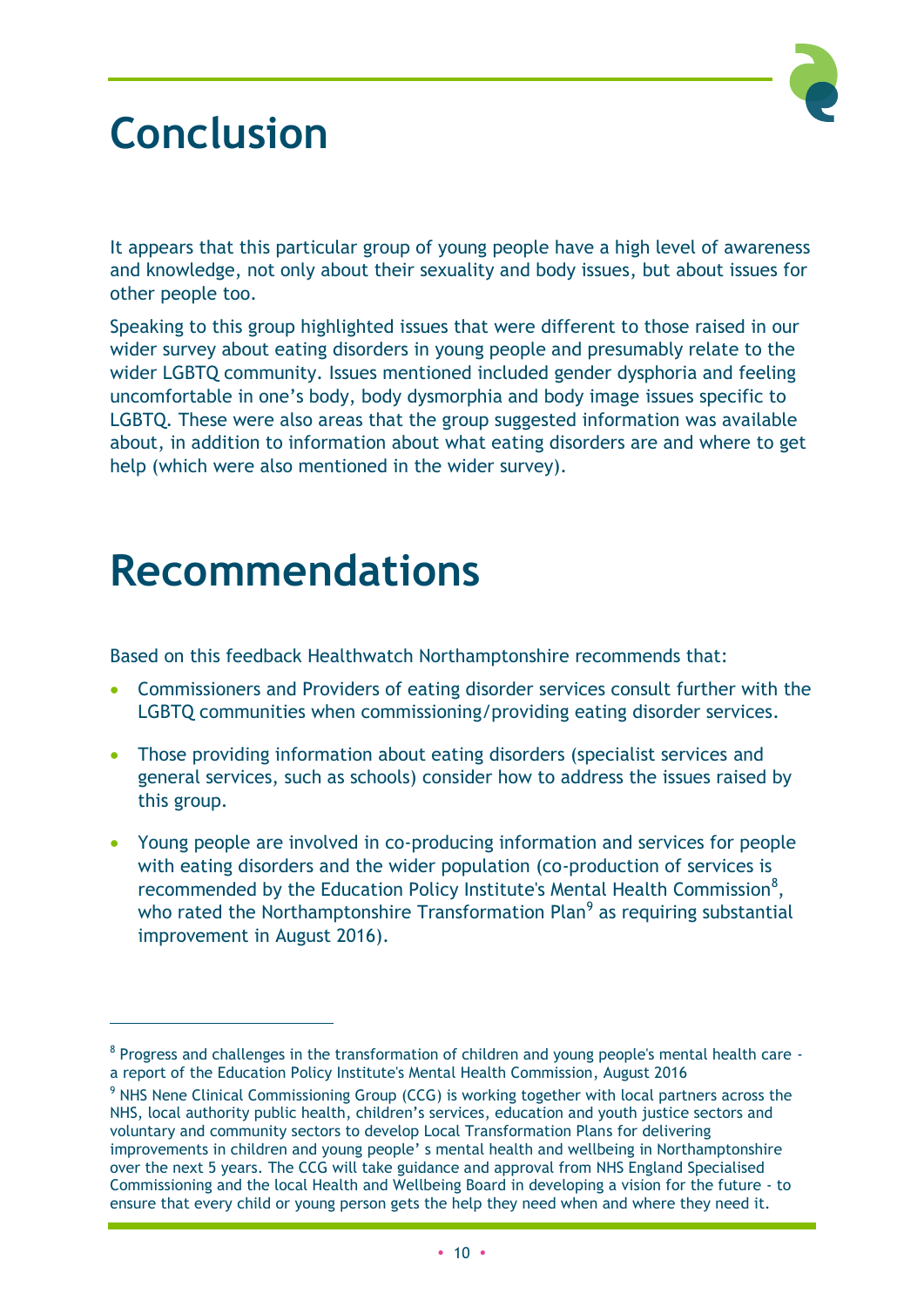# Conclusion

It appears that this particular group of young people have a high level of awareness and knowledge, not only about their sexuality and body issues, but about issues for other people too.

Speaking to this group highlighted issues that were different to those raised in our wider survey about eating disorders in young people and presumably relate to the wider LGBTQ community. Issues mentioned included gender dysphoria and feeling uncomfortable in one's body, body dysmorphia and body image issues specific to LGBTQ. These were also areas that the group suggested information was available about, in addition to information about what eating disorders are and where to get help (which were also mentioned in the wider survey).

# Recommendations

Based on this feedback Healthwatch Northamptonshire recommends that:

- Commissioners and Providers of eating disorder services consult further with the LGBTQ communities when commissioning/providing eating disorder services.
- Those providing information about eating disorders (specialist services and general services, such as schools) consider how to address the issues raised by this group.
- Young people are involved in co-producing information and services for people with eating disorders and the wider population (co-production of services is recommended by the Education Policy Institute's Mental Health Commission[8], who rated the Northamptonshire Transformation Plan[9] as requiring substantial improvement in August 2016).

---

[8] Progress and challenges in the transformation of children and young people's mental health care - a report of the Education Policy Institute's Mental Health Commission, August 2016

[9] NHS Nene Clinical Commissioning Group (CCG) is working together with local partners across the NHS, local authority public health, children's services, education and youth justice sectors and voluntary and community sectors to develop Local Transformation Plans for delivering improvements in children and young people' s mental health and wellbeing in Northamptonshire over the next 5 years. The CCG will take guidance and approval from NHS England Specialised Commissioning and the local Health and Wellbeing Board in developing a vision for the future - to ensure that every child or young person gets the help they need when and where they need it.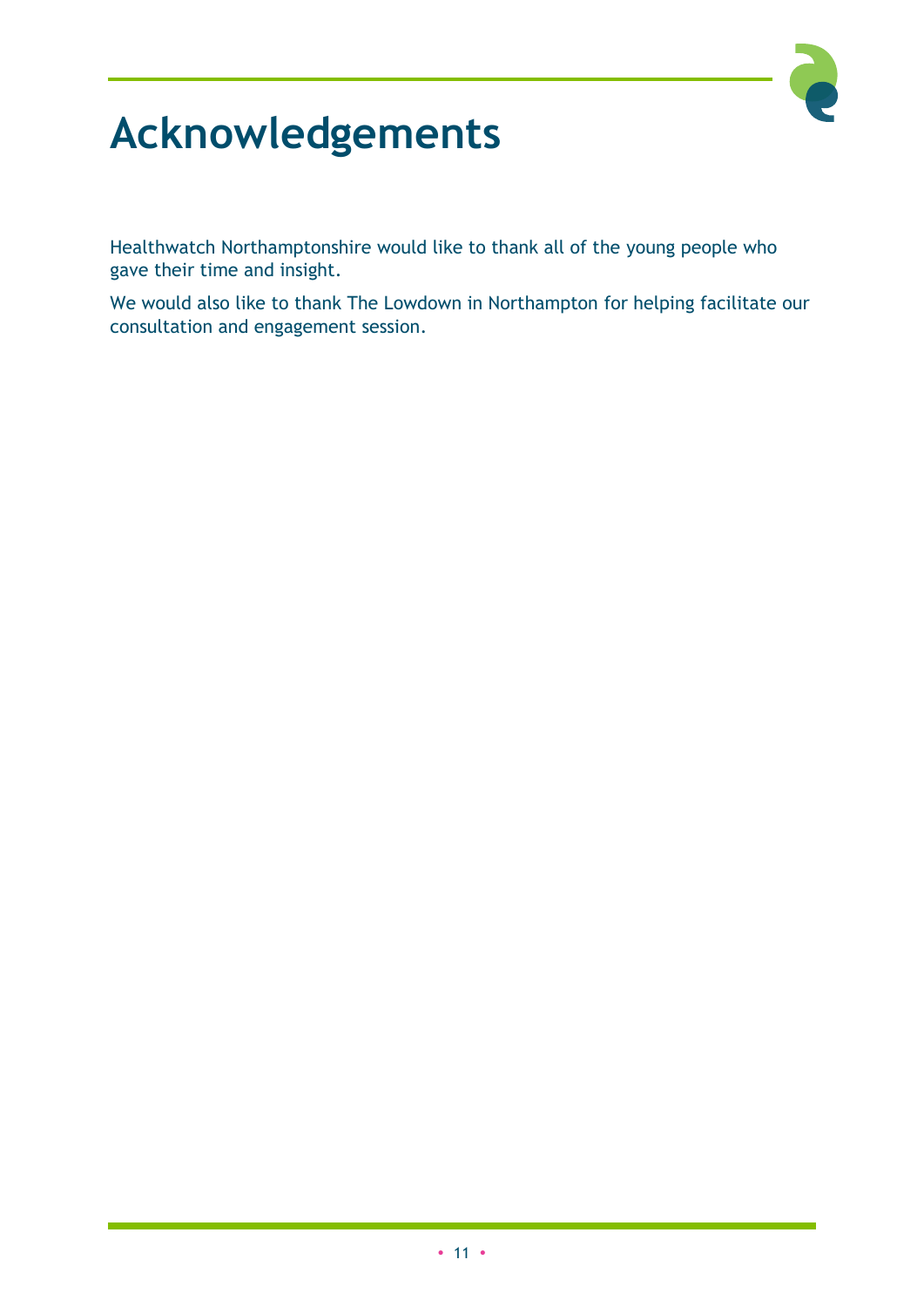# Acknowledgements

Healthwatch Northamptonshire would like to thank all of the young people who gave their time and insight.

We would also like to thank The Lowdown in Northampton for helping facilitate our consultation and engagement session.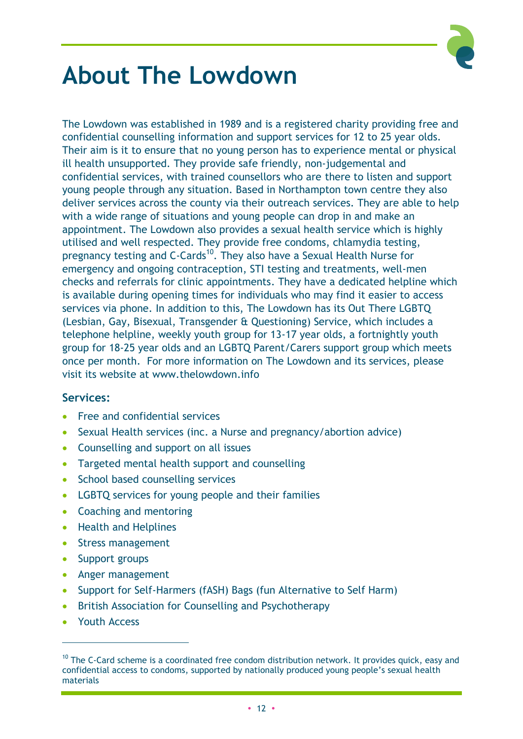# About The Lowdown

The Lowdown was established in 1989 and is a registered charity providing free and confidential counselling information and support services for 12 to 25 year olds. Their aim is it to ensure that no young person has to experience mental or physical ill health unsupported. They provide safe friendly, non-judgemental and confidential services, with trained counsellors who are there to listen and support young people through any situation. Based in Northampton town centre they also deliver services across the county via their outreach services. They are able to help with a wide range of situations and young people can drop in and make an appointment. The Lowdown also provides a sexual health service which is highly utilised and well respected. They provide free condoms, chlamydia testing, pregnancy testing and C-Cards[10]. They also have a Sexual Health Nurse for emergency and ongoing contraception, STI testing and treatments, well-men checks and referrals for clinic appointments. They have a dedicated helpline which is available during opening times for individuals who may find it easier to access services via phone. In addition to this, The Lowdown has its Out There LGBTQ (Lesbian, Gay, Bisexual, Transgender & Questioning) Service, which includes a telephone helpline, weekly youth group for 13-17 year olds, a fortnightly youth group for 18-25 year olds and an LGBTQ Parent/Carers support group which meets once per month. For more information on The Lowdown and its services, please visit its website at www.thelowdown.info

**Services:**

- Free and confidential services
- Sexual Health services (inc. a Nurse and pregnancy/abortion advice)
- Counselling and support on all issues
- Targeted mental health support and counselling
- School based counselling services
- LGBTQ services for young people and their families
- Coaching and mentoring
- Health and Helplines
- Stress management
- Support groups
- Anger management
- Support for Self-Harmers (fASH) Bags (fun Alternative to Self Harm)
- British Association for Counselling and Psychotherapy
- Youth Access

---

[10] The C-Card scheme is a coordinated free condom distribution network. It provides quick, easy and confidential access to condoms, supported by nationally produced young people's sexual health materials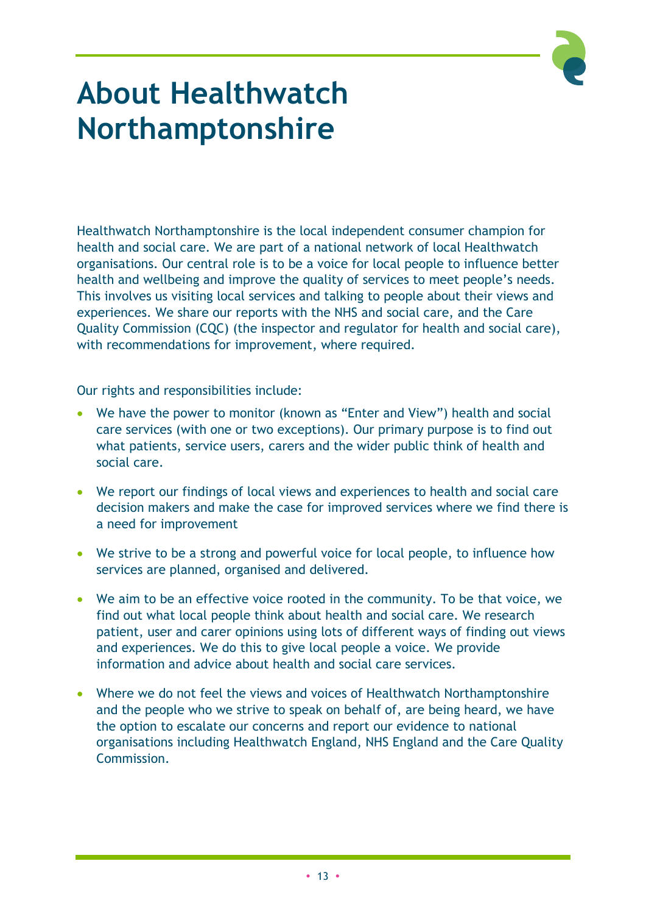# About Healthwatch Northamptonshire

Healthwatch Northamptonshire is the local independent consumer champion for health and social care. We are part of a national network of local Healthwatch organisations. Our central role is to be a voice for local people to influence better health and wellbeing and improve the quality of services to meet people's needs. This involves us visiting local services and talking to people about their views and experiences. We share our reports with the NHS and social care, and the Care Quality Commission (CQC) (the inspector and regulator for health and social care), with recommendations for improvement, where required.

Our rights and responsibilities include:

- We have the power to monitor (known as "Enter and View") health and social care services (with one or two exceptions). Our primary purpose is to find out what patients, service users, carers and the wider public think of health and social care.
- We report our findings of local views and experiences to health and social care decision makers and make the case for improved services where we find there is a need for improvement
- We strive to be a strong and powerful voice for local people, to influence how services are planned, organised and delivered.
- We aim to be an effective voice rooted in the community. To be that voice, we find out what local people think about health and social care. We research patient, user and carer opinions using lots of different ways of finding out views and experiences. We do this to give local people a voice. We provide information and advice about health and social care services.
- Where we do not feel the views and voices of Healthwatch Northamptonshire and the people who we strive to speak on behalf of, are being heard, we have the option to escalate our concerns and report our evidence to national organisations including Healthwatch England, NHS England and the Care Quality Commission.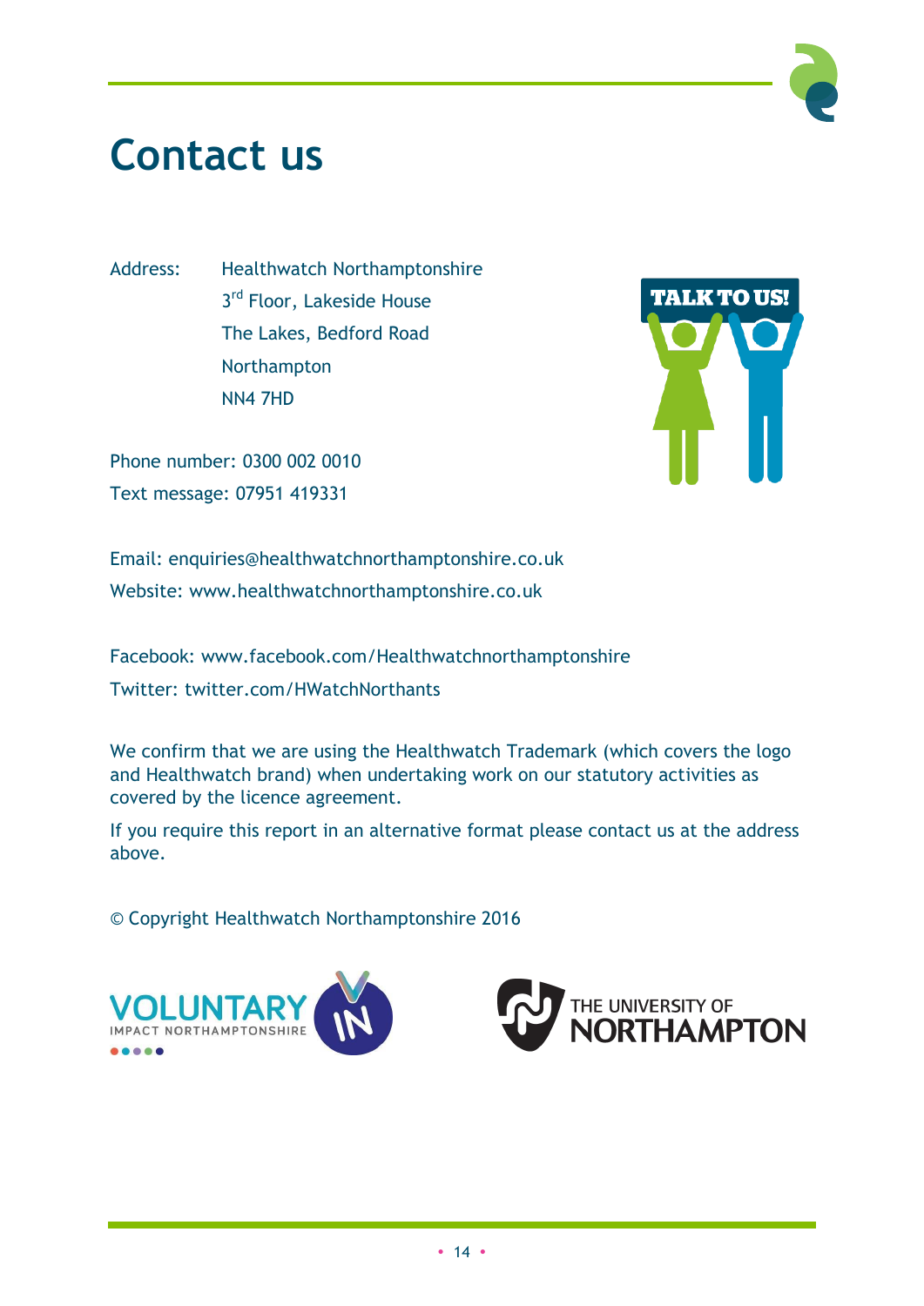# Contact us

Address: Healthwatch Northamptonshire
3rd Floor, Lakeside House
The Lakes, Bedford Road
Northampton
NN4 7HD

Phone number: 0300 002 0010
Text message: 07951 419331

Email: enquiries@healthwatchnorthamptonshire.co.uk
Website: www.healthwatchnorthamptonshire.co.uk

Facebook: www.facebook.com/Healthwatchnorthamptonshire
Twitter: twitter.com/HWatchNorthants

We confirm that we are using the Healthwatch Trademark (which covers the logo and Healthwatch brand) when undertaking work on our statutory activities as covered by the licence agreement.

If you require this report in an alternative format please contact us at the address above.

© Copyright Healthwatch Northamptonshire 2016